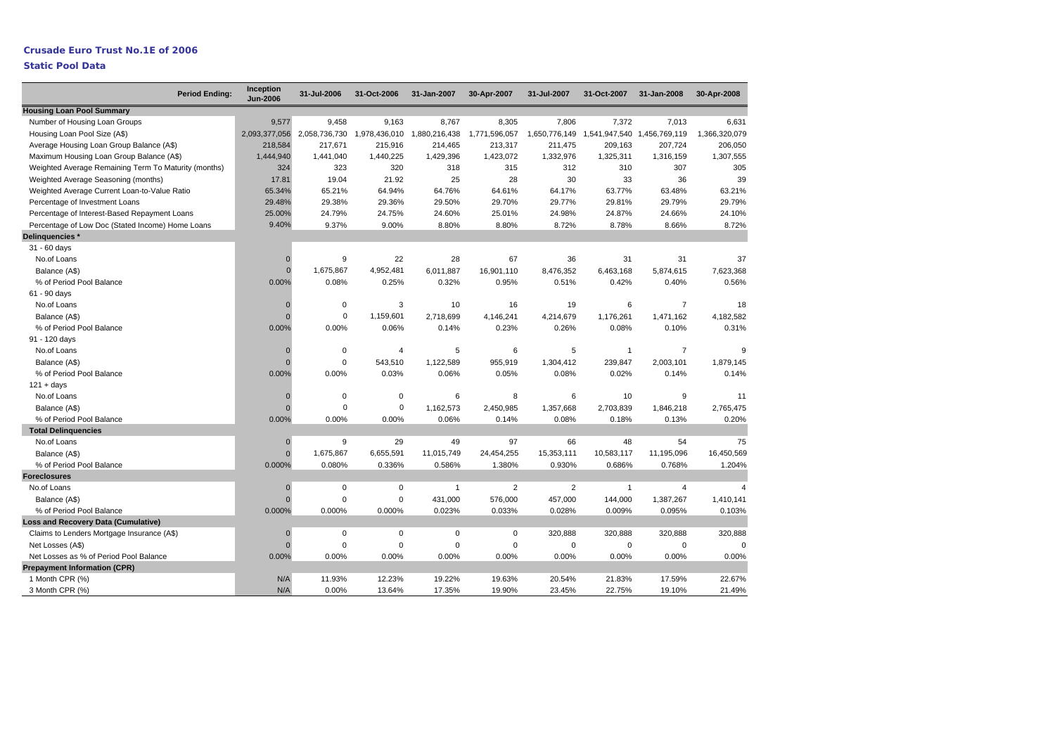# Crusade Euro Trust No.1E of 2006

## Static Pool Data

| Period Ending: | Inception Jun-2006 | 31-Jul-2006 | 31-Oct-2006 | 31-Jan-2007 | 30-Apr-2007 | 31-Jul-2007 | 31-Oct-2007 | 31-Jan-2008 | 30-Apr-2008 |
|---|---|---|---|---|---|---|---|---|---|
| **Housing Loan Pool Summary** | | | | | | | | | |
| Number of Housing Loan Groups | 9,577 | 9,458 | 9,163 | 8,767 | 8,305 | 7,806 | 7,372 | 7,013 | 6,631 |
| Housing Loan Pool Size (A$) | 2,093,377,056 | 2,058,736,730 | 1,978,436,010 | 1,880,216,438 | 1,771,596,057 | 1,650,776,149 | 1,541,947,540 | 1,456,769,119 | 1,366,320,079 |
| Average Housing Loan Group Balance (A$) | 218,584 | 217,671 | 215,916 | 214,465 | 213,317 | 211,475 | 209,163 | 207,724 | 206,050 |
| Maximum Housing Loan Group Balance (A$) | 1,444,940 | 1,441,040 | 1,440,225 | 1,429,396 | 1,423,072 | 1,332,976 | 1,325,311 | 1,316,159 | 1,307,555 |
| Weighted Average Remaining Term To Maturity (months) | 324 | 323 | 320 | 318 | 315 | 312 | 310 | 307 | 305 |
| Weighted Average Seasoning (months) | 17.81 | 19.04 | 21.92 | 25 | 28 | 30 | 33 | 36 | 39 |
| Weighted Average Current Loan-to-Value Ratio | 65.34% | 65.21% | 64.94% | 64.76% | 64.61% | 64.17% | 63.77% | 63.48% | 63.21% |
| Percentage of Investment Loans | 29.48% | 29.38% | 29.36% | 29.50% | 29.70% | 29.77% | 29.81% | 29.79% | 29.79% |
| Percentage of Interest-Based Repayment Loans | 25.00% | 24.79% | 24.75% | 24.60% | 25.01% | 24.98% | 24.87% | 24.66% | 24.10% |
| Percentage of Low Doc (Stated Income) Home Loans | 9.40% | 9.37% | 9.00% | 8.80% | 8.80% | 8.72% | 8.78% | 8.66% | 8.72% |
| **Delinquencies *** | | | | | | | | | |
| 31 - 60 days | | | | | | | | | |
| No.of Loans | 0 | 9 | 22 | 28 | 67 | 36 | 31 | 31 | 37 |
| Balance (A$) | 0 | 1,675,867 | 4,952,481 | 6,011,887 | 16,901,110 | 8,476,352 | 6,463,168 | 5,874,615 | 7,623,368 |
| % of Period Pool Balance | 0.00% | 0.08% | 0.25% | 0.32% | 0.95% | 0.51% | 0.42% | 0.40% | 0.56% |
| 61 - 90 days | | | | | | | | | |
| No.of Loans | 0 | 0 | 3 | 10 | 16 | 19 | 6 | 7 | 18 |
| Balance (A$) | 0 | 0 | 1,159,601 | 2,718,699 | 4,146,241 | 4,214,679 | 1,176,261 | 1,471,162 | 4,182,582 |
| % of Period Pool Balance | 0.00% | 0.00% | 0.06% | 0.14% | 0.23% | 0.26% | 0.08% | 0.10% | 0.31% |
| 91 - 120 days | | | | | | | | | |
| No.of Loans | 0 | 0 | 4 | 5 | 6 | 5 | 1 | 7 | 9 |
| Balance (A$) | 0 | 0 | 543,510 | 1,122,589 | 955,919 | 1,304,412 | 239,847 | 2,003,101 | 1,879,145 |
| % of Period Pool Balance | 0.00% | 0.00% | 0.03% | 0.06% | 0.05% | 0.08% | 0.02% | 0.14% | 0.14% |
| 121 + days | | | | | | | | | |
| No.of Loans | 0 | 0 | 0 | 6 | 8 | 6 | 10 | 9 | 11 |
| Balance (A$) | 0 | 0 | 0 | 1,162,573 | 2,450,985 | 1,357,668 | 2,703,839 | 1,846,218 | 2,765,475 |
| % of Period Pool Balance | 0.00% | 0.00% | 0.00% | 0.06% | 0.14% | 0.08% | 0.18% | 0.13% | 0.20% |
| **Total Delinquencies** | | | | | | | | | |
| No.of Loans | 0 | 9 | 29 | 49 | 97 | 66 | 48 | 54 | 75 |
| Balance (A$) | 0 | 1,675,867 | 6,655,591 | 11,015,749 | 24,454,255 | 15,353,111 | 10,583,117 | 11,195,096 | 16,450,569 |
| % of Period Pool Balance | 0.000% | 0.080% | 0.336% | 0.586% | 1.380% | 0.930% | 0.686% | 0.768% | 1.204% |
| **Foreclosures** | | | | | | | | | |
| No.of Loans | 0 | 0 | 0 | 1 | 2 | 2 | 1 | 4 | 4 |
| Balance (A$) | 0 | 0 | 0 | 431,000 | 576,000 | 457,000 | 144,000 | 1,387,267 | 1,410,141 |
| % of Period Pool Balance | 0.000% | 0.000% | 0.000% | 0.023% | 0.033% | 0.028% | 0.009% | 0.095% | 0.103% |
| **Loss and Recovery Data (Cumulative)** | | | | | | | | | |
| Claims to Lenders Mortgage Insurance (A$) | 0 | 0 | 0 | 0 | 0 | 320,888 | 320,888 | 320,888 | 320,888 |
| Net Losses (A$) | 0 | 0 | 0 | 0 | 0 | 0 | 0 | 0 | 0 |
| Net Losses as % of Period Pool Balance | 0.00% | 0.00% | 0.00% | 0.00% | 0.00% | 0.00% | 0.00% | 0.00% | 0.00% |
| **Prepayment Information (CPR)** | | | | | | | | | |
| 1 Month CPR (%) | N/A | 11.93% | 12.23% | 19.22% | 19.63% | 20.54% | 21.83% | 17.59% | 22.67% |
| 3 Month CPR (%) | N/A | 0.00% | 13.64% | 17.35% | 19.90% | 23.45% | 22.75% | 19.10% | 21.49% |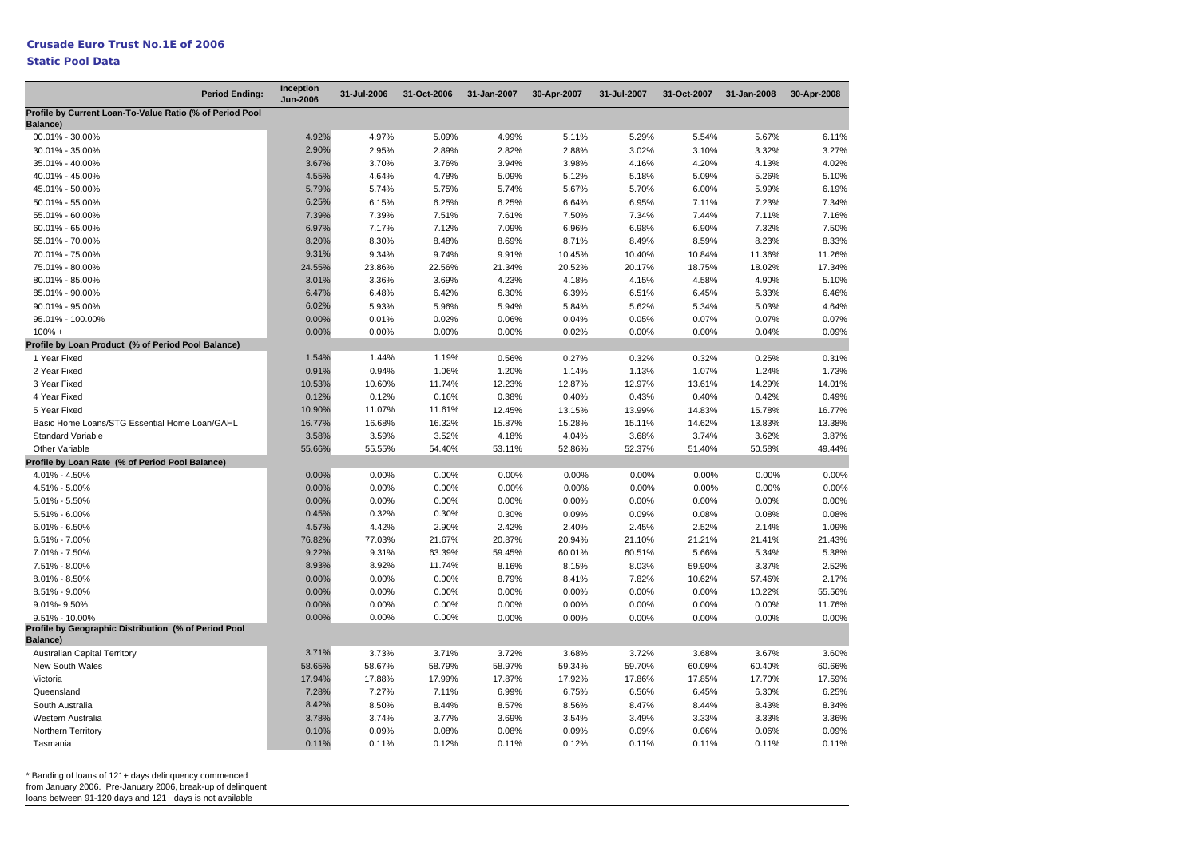**Crusade Euro Trust No.1E of 2006**

**Static Pool Data**

| Period Ending: | Inception Jun-2006 | 31-Jul-2006 | 31-Oct-2006 | 31-Jan-2007 | 30-Apr-2007 | 31-Jul-2007 | 31-Oct-2007 | 31-Jan-2008 | 30-Apr-2008 |
|---|---|---|---|---|---|---|---|---|---|
| **Profile by Current Loan-To-Value Ratio (% of Period Pool Balance)** | | | | | | | | | |
| 00.01% - 30.00% | 4.92% | 4.97% | 5.09% | 4.99% | 5.11% | 5.29% | 5.54% | 5.67% | 6.11% |
| 30.01% - 35.00% | 2.90% | 2.95% | 2.89% | 2.82% | 2.88% | 3.02% | 3.10% | 3.32% | 3.27% |
| 35.01% - 40.00% | 3.67% | 3.70% | 3.76% | 3.94% | 3.98% | 4.16% | 4.20% | 4.13% | 4.02% |
| 40.01% - 45.00% | 4.55% | 4.64% | 4.78% | 5.09% | 5.12% | 5.18% | 5.09% | 5.26% | 5.10% |
| 45.01% - 50.00% | 5.79% | 5.74% | 5.75% | 5.74% | 5.67% | 5.70% | 6.00% | 5.99% | 6.19% |
| 50.01% - 55.00% | 6.25% | 6.15% | 6.25% | 6.25% | 6.64% | 6.95% | 7.11% | 7.23% | 7.34% |
| 55.01% - 60.00% | 7.39% | 7.39% | 7.51% | 7.61% | 7.50% | 7.34% | 7.44% | 7.11% | 7.16% |
| 60.01% - 65.00% | 6.97% | 7.17% | 7.12% | 7.09% | 6.96% | 6.98% | 6.90% | 7.32% | 7.50% |
| 65.01% - 70.00% | 8.20% | 8.30% | 8.48% | 8.69% | 8.71% | 8.49% | 8.59% | 8.23% | 8.33% |
| 70.01% - 75.00% | 9.31% | 9.34% | 9.74% | 9.91% | 10.45% | 10.40% | 10.84% | 11.36% | 11.26% |
| 75.01% - 80.00% | 24.55% | 23.86% | 22.56% | 21.34% | 20.52% | 20.17% | 18.75% | 18.02% | 17.34% |
| 80.01% - 85.00% | 3.01% | 3.36% | 3.69% | 4.23% | 4.18% | 4.15% | 4.58% | 4.90% | 5.10% |
| 85.01% - 90.00% | 6.47% | 6.48% | 6.42% | 6.30% | 6.39% | 6.51% | 6.45% | 6.33% | 6.46% |
| 90.01% - 95.00% | 6.02% | 5.93% | 5.96% | 5.94% | 5.84% | 5.62% | 5.34% | 5.03% | 4.64% |
| 95.01% - 100.00% | 0.00% | 0.01% | 0.02% | 0.06% | 0.04% | 0.05% | 0.07% | 0.07% | 0.07% |
| 100% + | 0.00% | 0.00% | 0.00% | 0.00% | 0.02% | 0.00% | 0.00% | 0.04% | 0.09% |
| **Profile by Loan Product (% of Period Pool Balance)** | | | | | | | | | |
| 1 Year Fixed | 1.54% | 1.44% | 1.19% | 0.56% | 0.27% | 0.32% | 0.32% | 0.25% | 0.31% |
| 2 Year Fixed | 0.91% | 0.94% | 1.06% | 1.20% | 1.14% | 1.13% | 1.07% | 1.24% | 1.73% |
| 3 Year Fixed | 10.53% | 10.60% | 11.74% | 12.23% | 12.87% | 12.97% | 13.61% | 14.29% | 14.01% |
| 4 Year Fixed | 0.12% | 0.12% | 0.16% | 0.38% | 0.40% | 0.43% | 0.40% | 0.42% | 0.49% |
| 5 Year Fixed | 10.90% | 11.07% | 11.61% | 12.45% | 13.15% | 13.99% | 14.83% | 15.78% | 16.77% |
| Basic Home Loans/STG Essential Home Loan/GAHL | 16.77% | 16.68% | 16.32% | 15.87% | 15.28% | 15.11% | 14.62% | 13.83% | 13.38% |
| Standard Variable | 3.58% | 3.59% | 3.52% | 4.18% | 4.04% | 3.68% | 3.74% | 3.62% | 3.87% |
| Other Variable | 55.66% | 55.55% | 54.40% | 53.11% | 52.86% | 52.37% | 51.40% | 50.58% | 49.44% |
| **Profile by Loan Rate (% of Period Pool Balance)** | | | | | | | | | |
| 4.01% - 4.50% | 0.00% | 0.00% | 0.00% | 0.00% | 0.00% | 0.00% | 0.00% | 0.00% | 0.00% |
| 4.51% - 5.00% | 0.00% | 0.00% | 0.00% | 0.00% | 0.00% | 0.00% | 0.00% | 0.00% | 0.00% |
| 5.01% - 5.50% | 0.00% | 0.00% | 0.00% | 0.00% | 0.00% | 0.00% | 0.00% | 0.00% | 0.00% |
| 5.51% - 6.00% | 0.45% | 0.32% | 0.30% | 0.30% | 0.09% | 0.09% | 0.08% | 0.08% | 0.08% |
| 6.01% - 6.50% | 4.57% | 4.42% | 2.90% | 2.42% | 2.40% | 2.45% | 2.52% | 2.14% | 1.09% |
| 6.51% - 7.00% | 76.82% | 77.03% | 21.67% | 20.87% | 20.94% | 21.10% | 21.21% | 21.41% | 21.43% |
| 7.01% - 7.50% | 9.22% | 9.31% | 63.39% | 59.45% | 60.01% | 60.51% | 5.66% | 5.34% | 5.38% |
| 7.51% - 8.00% | 8.93% | 8.92% | 11.74% | 8.16% | 8.15% | 8.03% | 59.90% | 3.37% | 2.52% |
| 8.01% - 8.50% | 0.00% | 0.00% | 0.00% | 8.79% | 8.41% | 7.82% | 10.62% | 57.46% | 2.17% |
| 8.51% - 9.00% | 0.00% | 0.00% | 0.00% | 0.00% | 0.00% | 0.00% | 0.00% | 10.22% | 55.56% |
| 9.01%- 9.50% | 0.00% | 0.00% | 0.00% | 0.00% | 0.00% | 0.00% | 0.00% | 0.00% | 11.76% |
| 9.51% - 10.00% | 0.00% | 0.00% | 0.00% | 0.00% | 0.00% | 0.00% | 0.00% | 0.00% | 0.00% |
| **Profile by Geographic Distribution (% of Period Pool Balance)** | | | | | | | | | |
| Australian Capital Territory | 3.71% | 3.73% | 3.71% | 3.72% | 3.68% | 3.72% | 3.68% | 3.67% | 3.60% |
| New South Wales | 58.65% | 58.67% | 58.79% | 58.97% | 59.34% | 59.70% | 60.09% | 60.40% | 60.66% |
| Victoria | 17.94% | 17.88% | 17.99% | 17.87% | 17.92% | 17.86% | 17.85% | 17.70% | 17.59% |
| Queensland | 7.28% | 7.27% | 7.11% | 6.99% | 6.75% | 6.56% | 6.45% | 6.30% | 6.25% |
| South Australia | 8.42% | 8.50% | 8.44% | 8.57% | 8.56% | 8.47% | 8.44% | 8.43% | 8.34% |
| Western Australia | 3.78% | 3.74% | 3.77% | 3.69% | 3.54% | 3.49% | 3.33% | 3.33% | 3.36% |
| Northern Territory | 0.10% | 0.09% | 0.08% | 0.08% | 0.09% | 0.09% | 0.06% | 0.06% | 0.09% |
| Tasmania | 0.11% | 0.11% | 0.12% | 0.11% | 0.12% | 0.11% | 0.11% | 0.11% | 0.11% |

* Banding of loans of 121+ days delinquency commenced from January 2006. Pre-January 2006, break-up of delinquent loans between 91-120 days and 121+ days is not available